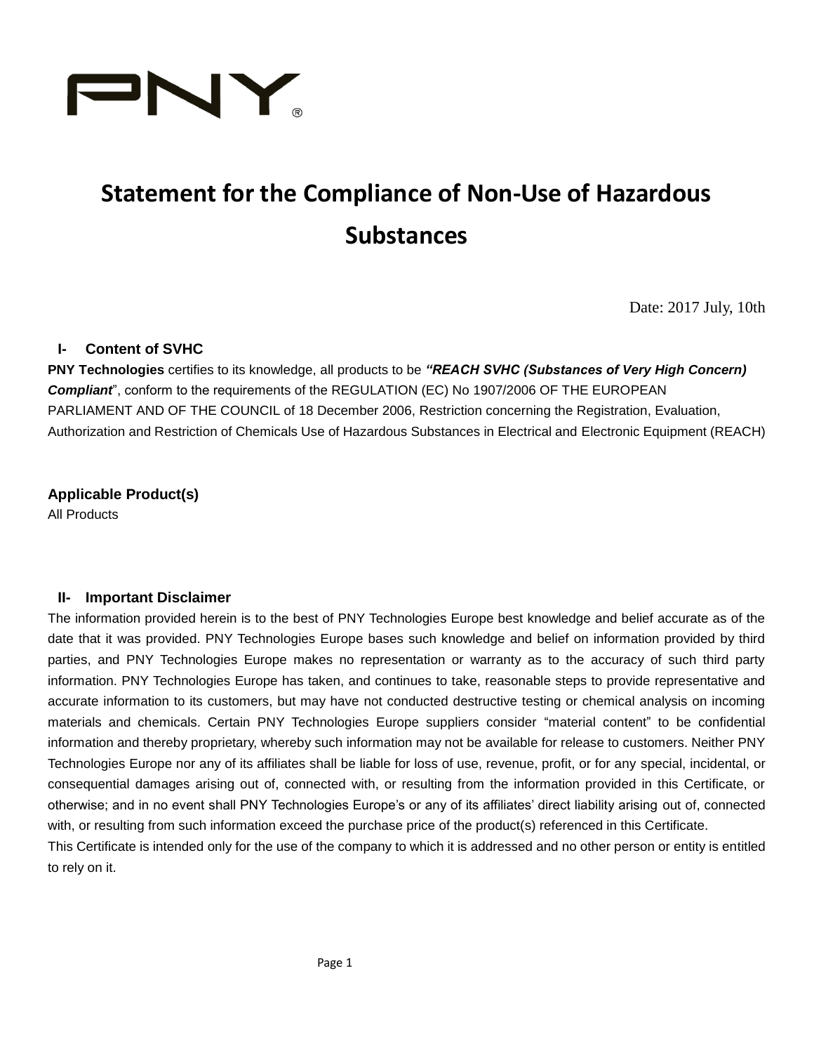PNY®

# Statement for the Compliance of Non-Use of Hazardous Substances

Date: 2017 July, 10th

## I- Content of SVHC

**PNY Technologies** certifies to its knowledge, all products to be ***"REACH SVHC (Substances of Very High Concern) Compliant***", conform to the requirements of the REGULATION (EC) No 1907/2006 OF THE EUROPEAN PARLIAMENT AND OF THE COUNCIL of 18 December 2006, Restriction concerning the Registration, Evaluation, Authorization and Restriction of Chemicals Use of Hazardous Substances in Electrical and Electronic Equipment (REACH)

**Applicable Product(s)**

All Products

## II- Important Disclaimer

The information provided herein is to the best of PNY Technologies Europe best knowledge and belief accurate as of the date that it was provided. PNY Technologies Europe bases such knowledge and belief on information provided by third parties, and PNY Technologies Europe makes no representation or warranty as to the accuracy of such third party information. PNY Technologies Europe has taken, and continues to take, reasonable steps to provide representative and accurate information to its customers, but may have not conducted destructive testing or chemical analysis on incoming materials and chemicals. Certain PNY Technologies Europe suppliers consider "material content" to be confidential information and thereby proprietary, whereby such information may not be available for release to customers. Neither PNY Technologies Europe nor any of its affiliates shall be liable for loss of use, revenue, profit, or for any special, incidental, or consequential damages arising out of, connected with, or resulting from the information provided in this Certificate, or otherwise; and in no event shall PNY Technologies Europe's or any of its affiliates' direct liability arising out of, connected with, or resulting from such information exceed the purchase price of the product(s) referenced in this Certificate.

This Certificate is intended only for the use of the company to which it is addressed and no other person or entity is entitled to rely on it.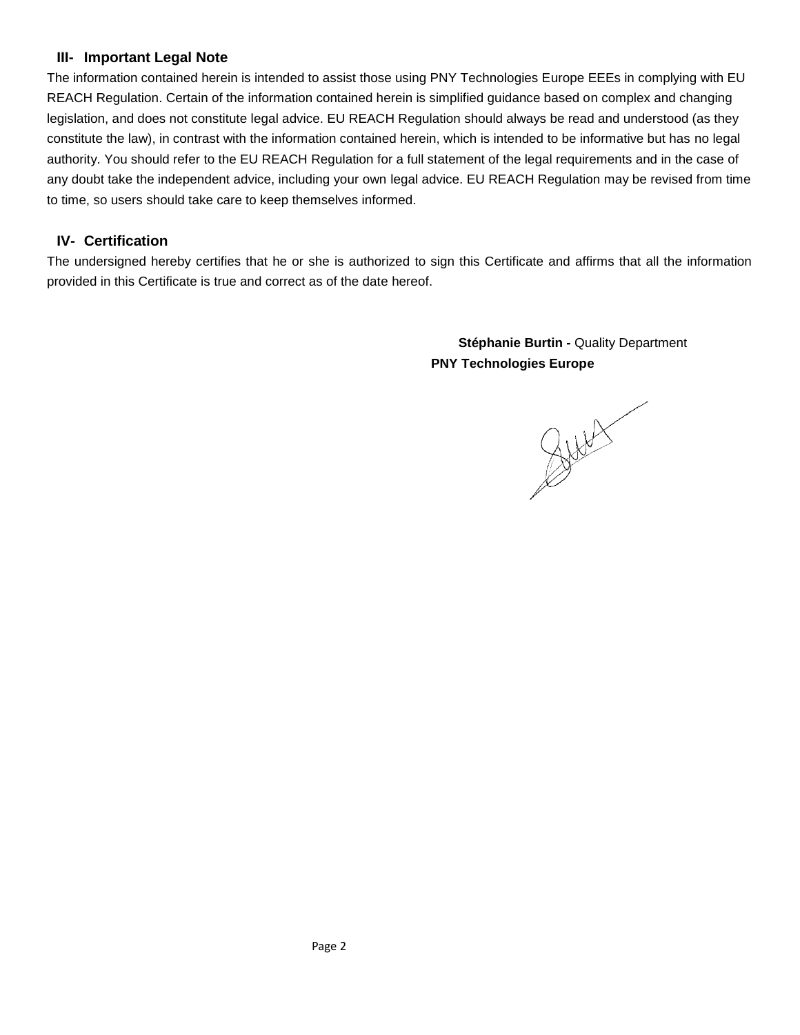## III- Important Legal Note

The information contained herein is intended to assist those using PNY Technologies Europe EEEs in complying with EU REACH Regulation. Certain of the information contained herein is simplified guidance based on complex and changing legislation, and does not constitute legal advice. EU REACH Regulation should always be read and understood (as they constitute the law), in contrast with the information contained herein, which is intended to be informative but has no legal authority. You should refer to the EU REACH Regulation for a full statement of the legal requirements and in the case of any doubt take the independent advice, including your own legal advice. EU REACH Regulation may be revised from time to time, so users should take care to keep themselves informed.

## IV- Certification

The undersigned hereby certifies that he or she is authorized to sign this Certificate and affirms that all the information provided in this Certificate is true and correct as of the date hereof.

**Stéphanie Burtin -** Quality Department
**PNY Technologies Europe**